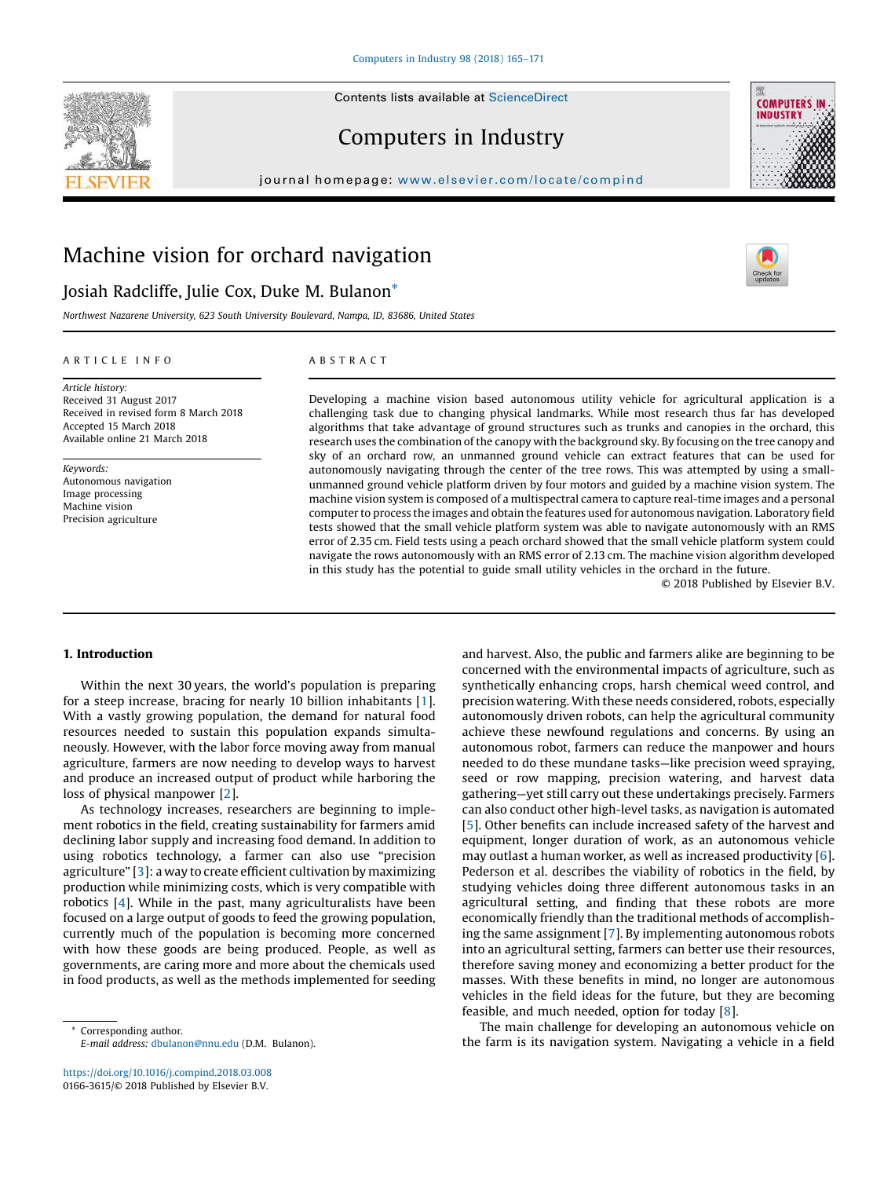# Machine vision for orchard navigation

Josiah Radcliffe, Julie Cox, Duke M. Bulanon*

*Northwest Nazarene University, 623 South University Boulevard, Nampa, ID, 83686, United States*

ARTICLE INFO

*Article history:*
Received 31 August 2017
Received in revised form 8 March 2018
Accepted 15 March 2018
Available online 21 March 2018

*Keywords:*
Autonomous navigation
Image processing
Machine vision
Precision agriculture

ABSTRACT

Developing a machine vision based autonomous utility vehicle for agricultural application is a challenging task due to changing physical landmarks. While most research thus far has developed algorithms that take advantage of ground structures such as trunks and canopies in the orchard, this research uses the combination of the canopy with the background sky. By focusing on the tree canopy and sky of an orchard row, an unmanned ground vehicle can extract features that can be used for autonomously navigating through the center of the tree rows. This was attempted by using a small-unmanned ground vehicle platform driven by four motors and guided by a machine vision system. The machine vision system is composed of a multispectral camera to capture real-time images and a personal computer to process the images and obtain the features used for autonomous navigation. Laboratory field tests showed that the small vehicle platform system was able to navigate autonomously with an RMS error of 2.35 cm. Field tests using a peach orchard showed that the small vehicle platform system could navigate the rows autonomously with an RMS error of 2.13 cm. The machine vision algorithm developed in this study has the potential to guide small utility vehicles in the orchard in the future.

© 2018 Published by Elsevier B.V.

## 1. Introduction

Within the next 30 years, the world's population is preparing for a steep increase, bracing for nearly 10 billion inhabitants [1]. With a vastly growing population, the demand for natural food resources needed to sustain this population expands simultaneously. However, with the labor force moving away from manual agriculture, farmers are now needing to develop ways to harvest and produce an increased output of product while harboring the loss of physical manpower [2].

As technology increases, researchers are beginning to implement robotics in the field, creating sustainability for farmers amid declining labor supply and increasing food demand. In addition to using robotics technology, a farmer can also use "precision agriculture" [3]: a way to create efficient cultivation by maximizing production while minimizing costs, which is very compatible with robotics [4]. While in the past, many agriculturalists have been focused on a large output of goods to feed the growing population, currently much of the population is becoming more concerned with how these goods are being produced. People, as well as governments, are caring more and more about the chemicals used in food products, as well as the methods implemented for seeding and harvest. Also, the public and farmers alike are beginning to be concerned with the environmental impacts of agriculture, such as synthetically enhancing crops, harsh chemical weed control, and precision watering. With these needs considered, robots, especially autonomously driven robots, can help the agricultural community achieve these newfound regulations and concerns. By using an autonomous robot, farmers can reduce the manpower and hours needed to do these mundane tasks—like precision weed spraying, seed or row mapping, precision watering, and harvest data gathering—yet still carry out these undertakings precisely. Farmers can also conduct other high-level tasks, as navigation is automated [5]. Other benefits can include increased safety of the harvest and equipment, longer duration of work, as an autonomous vehicle may outlast a human worker, as well as increased productivity [6]. Pederson et al. describes the viability of robotics in the field, by studying vehicles doing three different autonomous tasks in an agricultural setting, and finding that these robots are more economically friendly than the traditional methods of accomplishing the same assignment [7]. By implementing autonomous robots into an agricultural setting, farmers can better use their resources, therefore saving money and economizing a better product for the masses. With these benefits in mind, no longer are autonomous vehicles in the field ideas for the future, but they are becoming feasible, and much needed, option for today [8].

The main challenge for developing an autonomous vehicle on the farm is its navigation system. Navigating a vehicle in a field

* Corresponding author.
*E-mail address:* dbulanon@nnu.edu (D.M. Bulanon).

https://doi.org/10.1016/j.compind.2018.03.008
0166-3615/© 2018 Published by Elsevier B.V.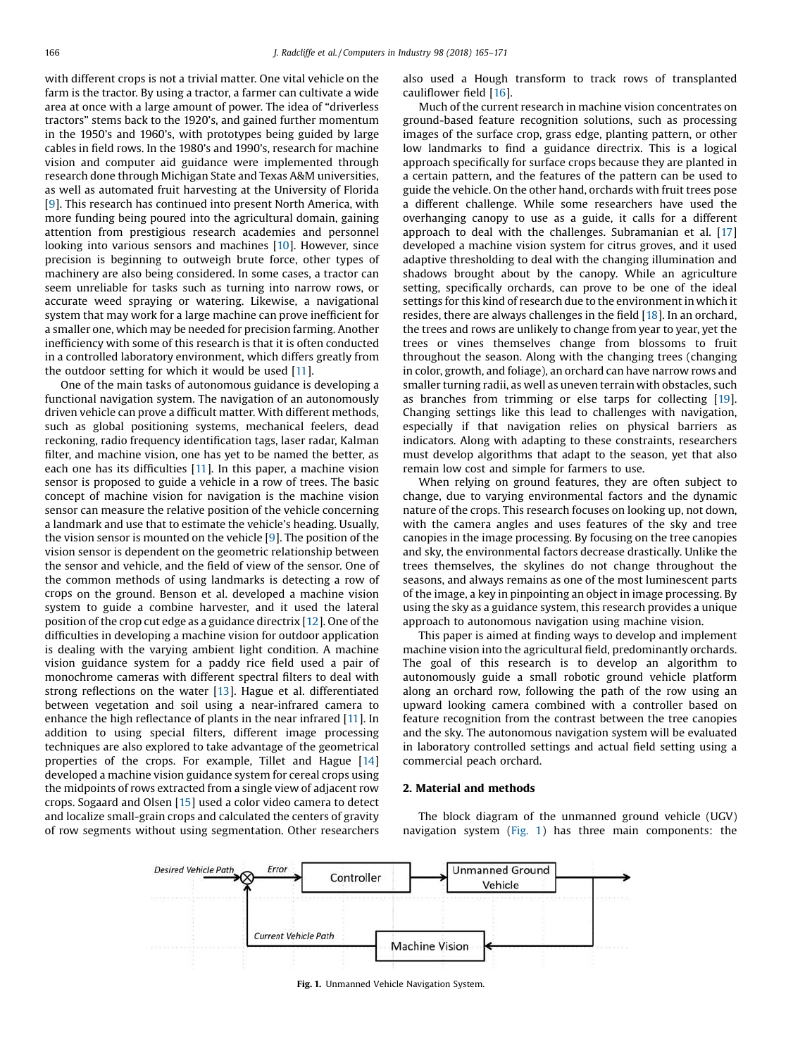with different crops is not a trivial matter. One vital vehicle on the farm is the tractor. By using a tractor, a farmer can cultivate a wide area at once with a large amount of power. The idea of "driverless tractors" stems back to the 1920's, and gained further momentum in the 1950's and 1960's, with prototypes being guided by large cables in field rows. In the 1980's and 1990's, research for machine vision and computer aid guidance were implemented through research done through Michigan State and Texas A&M universities, as well as automated fruit harvesting at the University of Florida [9]. This research has continued into present North America, with more funding being poured into the agricultural domain, gaining attention from prestigious research academies and personnel looking into various sensors and machines [10]. However, since precision is beginning to outweigh brute force, other types of machinery are also being considered. In some cases, a tractor can seem unreliable for tasks such as turning into narrow rows, or accurate weed spraying or watering. Likewise, a navigational system that may work for a large machine can prove inefficient for a smaller one, which may be needed for precision farming. Another inefficiency with some of this research is that it is often conducted in a controlled laboratory environment, which differs greatly from the outdoor setting for which it would be used [11].

One of the main tasks of autonomous guidance is developing a functional navigation system. The navigation of an autonomously driven vehicle can prove a difficult matter. With different methods, such as global positioning systems, mechanical feelers, dead reckoning, radio frequency identification tags, laser radar, Kalman filter, and machine vision, one has yet to be named the better, as each one has its difficulties [11]. In this paper, a machine vision sensor is proposed to guide a vehicle in a row of trees. The basic concept of machine vision for navigation is the machine vision sensor can measure the relative position of the vehicle concerning a landmark and use that to estimate the vehicle's heading. Usually, the vision sensor is mounted on the vehicle [9]. The position of the vision sensor is dependent on the geometric relationship between the sensor and vehicle, and the field of view of the sensor. One of the common methods of using landmarks is detecting a row of crops on the ground. Benson et al. developed a machine vision system to guide a combine harvester, and it used the lateral position of the crop cut edge as a guidance directrix [12]. One of the difficulties in developing a machine vision for outdoor application is dealing with the varying ambient light condition. A machine vision guidance system for a paddy rice field used a pair of monochrome cameras with different spectral filters to deal with strong reflections on the water [13]. Hague et al. differentiated between vegetation and soil using a near-infrared camera to enhance the high reflectance of plants in the near infrared [11]. In addition to using special filters, different image processing techniques are also explored to take advantage of the geometrical properties of the crops. For example, Tillet and Hague [14] developed a machine vision guidance system for cereal crops using the midpoints of rows extracted from a single view of adjacent row crops. Sogaard and Olsen [15] used a color video camera to detect and localize small-grain crops and calculated the centers of gravity of row segments without using segmentation. Other researchers also used a Hough transform to track rows of transplanted cauliflower field [16].

Much of the current research in machine vision concentrates on ground-based feature recognition solutions, such as processing images of the surface crop, grass edge, planting pattern, or other low landmarks to find a guidance directrix. This is a logical approach specifically for surface crops because they are planted in a certain pattern, and the features of the pattern can be used to guide the vehicle. On the other hand, orchards with fruit trees pose a different challenge. While some researchers have used the overhanging canopy to use as a guide, it calls for a different approach to deal with the challenges. Subramanian et al. [17] developed a machine vision system for citrus groves, and it used adaptive thresholding to deal with the changing illumination and shadows brought about by the canopy. While an agriculture setting, specifically orchards, can prove to be one of the ideal settings for this kind of research due to the environment in which it resides, there are always challenges in the field [18]. In an orchard, the trees and rows are unlikely to change from year to year, yet the trees or vines themselves change from blossoms to fruit throughout the season. Along with the changing trees (changing in color, growth, and foliage), an orchard can have narrow rows and smaller turning radii, as well as uneven terrain with obstacles, such as branches from trimming or else tarps for collecting [19]. Changing settings like this lead to challenges with navigation, especially if that navigation relies on physical barriers as indicators. Along with adapting to these constraints, researchers must develop algorithms that adapt to the season, yet that also remain low cost and simple for farmers to use.

When relying on ground features, they are often subject to change, due to varying environmental factors and the dynamic nature of the crops. This research focuses on looking up, not down, with the camera angles and uses features of the sky and tree canopies in the image processing. By focusing on the tree canopies and sky, the environmental factors decrease drastically. Unlike the trees themselves, the skylines do not change throughout the seasons, and always remains as one of the most luminescent parts of the image, a key in pinpointing an object in image processing. By using the sky as a guidance system, this research provides a unique approach to autonomous navigation using machine vision.

This paper is aimed at finding ways to develop and implement machine vision into the agricultural field, predominantly orchards. The goal of this research is to develop an algorithm to autonomously guide a small robotic ground vehicle platform along an orchard row, following the path of the row using an upward looking camera combined with a controller based on feature recognition from the contrast between the tree canopies and the sky. The autonomous navigation system will be evaluated in laboratory controlled settings and actual field setting using a commercial peach orchard.

## 2. Material and methods

The block diagram of the unmanned ground vehicle (UGV) navigation system (Fig. 1) has three main components: the

Desired Vehicle Path
Error
Controller
Unmanned Ground Vehicle
Current Vehicle Path
Machine Vision

Fig. 1. Unmanned Vehicle Navigation System.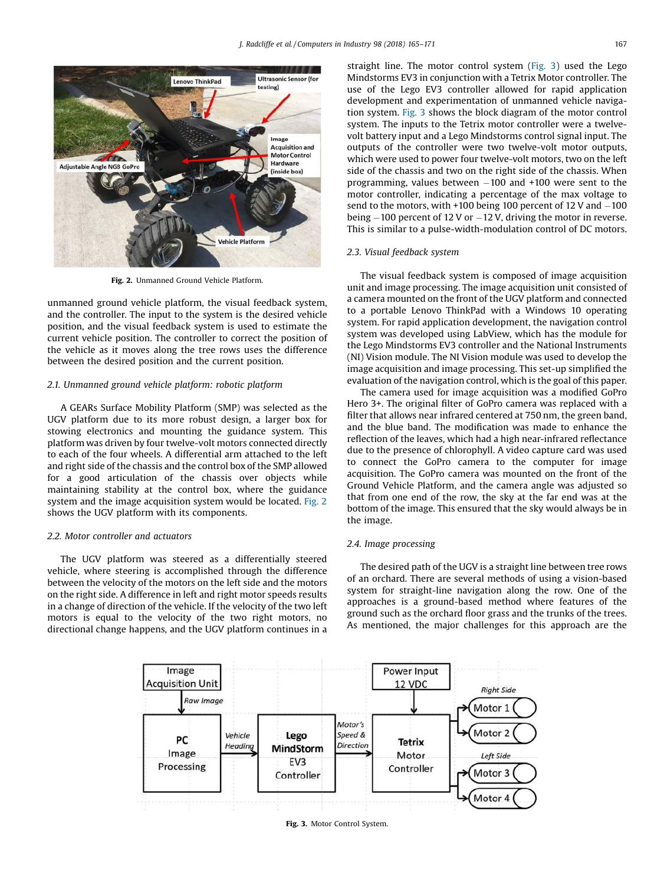Fig. 2. Unmanned Ground Vehicle Platform.

unmanned ground vehicle platform, the visual feedback system, and the controller. The input to the system is the desired vehicle position, and the visual feedback system is used to estimate the current vehicle position. The controller to correct the position of the vehicle as it moves along the tree rows uses the difference between the desired position and the current position.

### 2.1. Unmanned ground vehicle platform: robotic platform

A GEARs Surface Mobility Platform (SMP) was selected as the UGV platform due to its more robust design, a larger box for stowing electronics and mounting the guidance system. This platform was driven by four twelve-volt motors connected directly to each of the four wheels. A differential arm attached to the left and right side of the chassis and the control box of the SMP allowed for a good articulation of the chassis over objects while maintaining stability at the control box, where the guidance system and the image acquisition system would be located. Fig. 2 shows the UGV platform with its components.

### 2.2. Motor controller and actuators

The UGV platform was steered as a differentially steered vehicle, where steering is accomplished through the difference between the velocity of the motors on the left side and the motors on the right side. A difference in left and right motor speeds results in a change of direction of the vehicle. If the velocity of the two left motors is equal to the velocity of the two right motors, no directional change happens, and the UGV platform continues in a straight line. The motor control system (Fig. 3) used the Lego Mindstorms EV3 in conjunction with a Tetrix Motor controller. The use of the Lego EV3 controller allowed for rapid application development and experimentation of unmanned vehicle navigation system. Fig. 3 shows the block diagram of the motor control system. The inputs to the Tetrix motor controller were a twelve-volt battery input and a Lego Mindstorms control signal input. The outputs of the controller were two twelve-volt motor outputs, which were used to power four twelve-volt motors, two on the left side of the chassis and two on the right side of the chassis. When programming, values between −100 and +100 were sent to the motor controller, indicating a percentage of the max voltage to send to the motors, with +100 being 100 percent of 12 V and −100 being −100 percent of 12 V or −12 V, driving the motor in reverse. This is similar to a pulse-width-modulation control of DC motors.

### 2.3. Visual feedback system

The visual feedback system is composed of image acquisition unit and image processing. The image acquisition unit consisted of a camera mounted on the front of the UGV platform and connected to a portable Lenovo ThinkPad with a Windows 10 operating system. For rapid application development, the navigation control system was developed using LabView, which has the module for the Lego Mindstorms EV3 controller and the National Instruments (NI) Vision module. The NI Vision module was used to develop the image acquisition and image processing. This set-up simplified the evaluation of the navigation control, which is the goal of this paper.

The camera used for image acquisition was a modified GoPro Hero 3+. The original filter of GoPro camera was replaced with a filter that allows near infrared centered at 750 nm, the green band, and the blue band. The modification was made to enhance the reflection of the leaves, which had a high near-infrared reflectance due to the presence of chlorophyll. A video capture card was used to connect the GoPro camera to the computer for image acquisition. The GoPro camera was mounted on the front of the Ground Vehicle Platform, and the camera angle was adjusted so that from one end of the row, the sky at the far end was at the bottom of the image. This ensured that the sky would always be in the image.

### 2.4. Image processing

The desired path of the UGV is a straight line between tree rows of an orchard. There are several methods of using a vision-based system for straight-line navigation along the row. One of the approaches is a ground-based method where features of the ground such as the orchard floor grass and the trunks of the trees. As mentioned, the major challenges for this approach are the

Fig. 3. Motor Control System.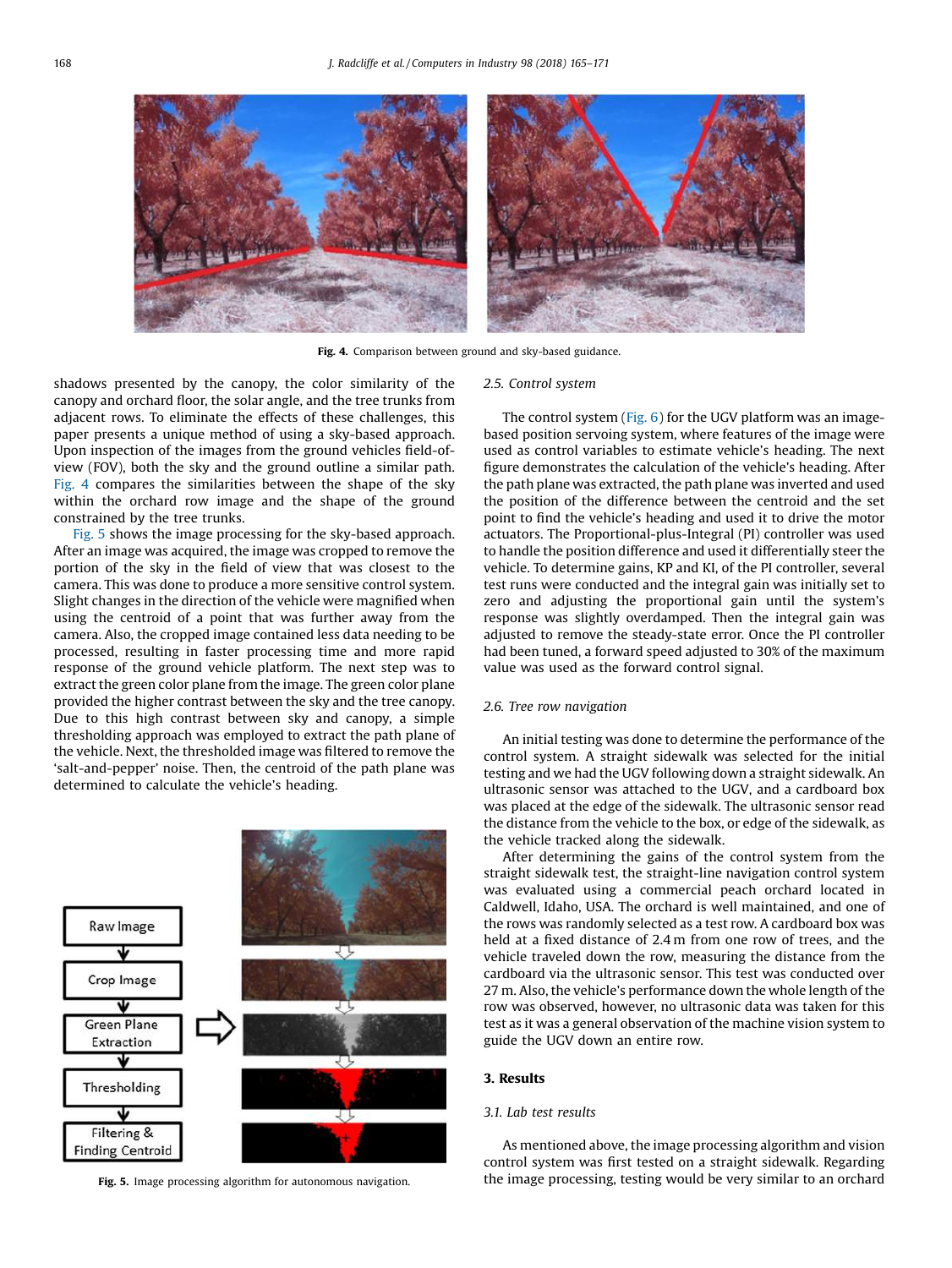Fig. 4. Comparison between ground and sky-based guidance.

shadows presented by the canopy, the color similarity of the canopy and orchard floor, the solar angle, and the tree trunks from adjacent rows. To eliminate the effects of these challenges, this paper presents a unique method of using a sky-based approach. Upon inspection of the images from the ground vehicles field-of-view (FOV), both the sky and the ground outline a similar path. Fig. 4 compares the similarities between the shape of the sky within the orchard row image and the shape of the ground constrained by the tree trunks.

Fig. 5 shows the image processing for the sky-based approach. After an image was acquired, the image was cropped to remove the portion of the sky in the field of view that was closest to the camera. This was done to produce a more sensitive control system. Slight changes in the direction of the vehicle were magnified when using the centroid of a point that was further away from the camera. Also, the cropped image contained less data needing to be processed, resulting in faster processing time and more rapid response of the ground vehicle platform. The next step was to extract the green color plane from the image. The green color plane provided the higher contrast between the sky and the tree canopy. Due to this high contrast between sky and canopy, a simple thresholding approach was employed to extract the path plane of the vehicle. Next, the thresholded image was filtered to remove the 'salt-and-pepper' noise. Then, the centroid of the path plane was determined to calculate the vehicle's heading.

Raw Image

Crop Image

Green Plane Extraction

Thresholding

Filtering & Finding Centroid

Fig. 5. Image processing algorithm for autonomous navigation.

### 2.5. Control system

The control system (Fig. 6) for the UGV platform was an image-based position servoing system, where features of the image were used as control variables to estimate vehicle's heading. The next figure demonstrates the calculation of the vehicle's heading. After the path plane was extracted, the path plane was inverted and used the position of the difference between the centroid and the set point to find the vehicle's heading and used it to drive the motor actuators. The Proportional-plus-Integral (PI) controller was used to handle the position difference and used it differentially steer the vehicle. To determine gains, KP and KI, of the PI controller, several test runs were conducted and the integral gain was initially set to zero and adjusting the proportional gain until the system's response was slightly overdamped. Then the integral gain was adjusted to remove the steady-state error. Once the PI controller had been tuned, a forward speed adjusted to 30% of the maximum value was used as the forward control signal.

### 2.6. Tree row navigation

An initial testing was done to determine the performance of the control system. A straight sidewalk was selected for the initial testing and we had the UGV following down a straight sidewalk. An ultrasonic sensor was attached to the UGV, and a cardboard box was placed at the edge of the sidewalk. The ultrasonic sensor read the distance from the vehicle to the box, or edge of the sidewalk, as the vehicle tracked along the sidewalk.

After determining the gains of the control system from the straight sidewalk test, the straight-line navigation control system was evaluated using a commercial peach orchard located in Caldwell, Idaho, USA. The orchard is well maintained, and one of the rows was randomly selected as a test row. A cardboard box was held at a fixed distance of 2.4 m from one row of trees, and the vehicle traveled down the row, measuring the distance from the cardboard via the ultrasonic sensor. This test was conducted over 27 m. Also, the vehicle's performance down the whole length of the row was observed, however, no ultrasonic data was taken for this test as it was a general observation of the machine vision system to guide the UGV down an entire row.

## 3. Results

### 3.1. Lab test results

As mentioned above, the image processing algorithm and vision control system was first tested on a straight sidewalk. Regarding the image processing, testing would be very similar to an orchard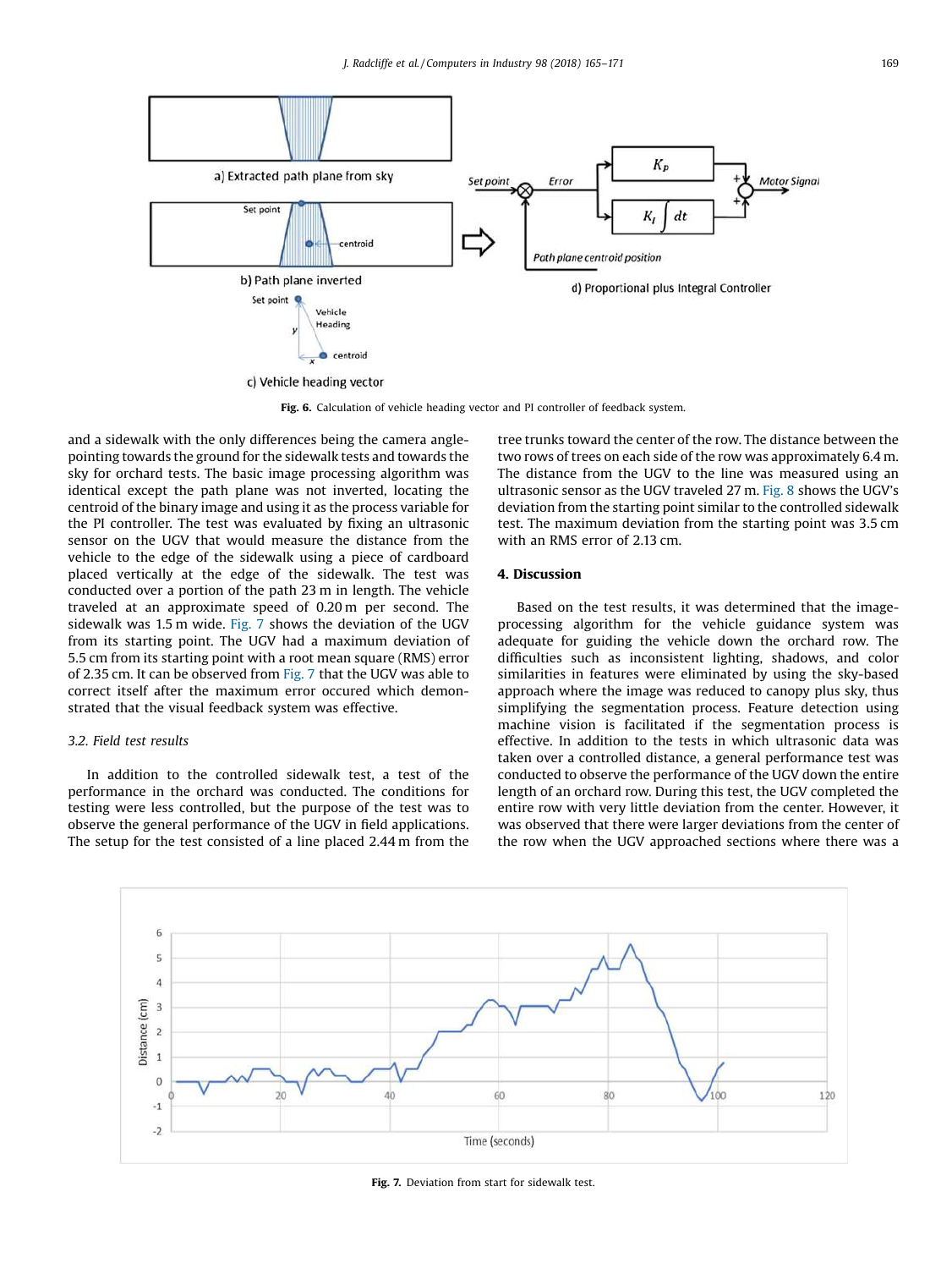Fig. 6. Calculation of vehicle heading vector and PI controller of feedback system.

and a sidewalk with the only differences being the camera angle-pointing towards the ground for the sidewalk tests and towards the sky for orchard tests. The basic image processing algorithm was identical except the path plane was not inverted, locating the centroid of the binary image and using it as the process variable for the PI controller. The test was evaluated by fixing an ultrasonic sensor on the UGV that would measure the distance from the vehicle to the edge of the sidewalk using a piece of cardboard placed vertically at the edge of the sidewalk. The test was conducted over a portion of the path 23 m in length. The vehicle traveled at an approximate speed of 0.20 m per second. The sidewalk was 1.5 m wide. Fig. 7 shows the deviation of the UGV from its starting point. The UGV had a maximum deviation of 5.5 cm from its starting point with a root mean square (RMS) error of 2.35 cm. It can be observed from Fig. 7 that the UGV was able to correct itself after the maximum error occured which demonstrated that the visual feedback system was effective.

### 3.2. Field test results

In addition to the controlled sidewalk test, a test of the performance in the orchard was conducted. The conditions for testing were less controlled, but the purpose of the test was to observe the general performance of the UGV in field applications. The setup for the test consisted of a line placed 2.44 m from the tree trunks toward the center of the row. The distance between the two rows of trees on each side of the row was approximately 6.4 m. The distance from the UGV to the line was measured using an ultrasonic sensor as the UGV traveled 27 m. Fig. 8 shows the UGV's deviation from the starting point similar to the controlled sidewalk test. The maximum deviation from the starting point was 3.5 cm with an RMS error of 2.13 cm.

## 4. Discussion

Based on the test results, it was determined that the image-processing algorithm for the vehicle guidance system was adequate for guiding the vehicle down the orchard row. The difficulties such as inconsistent lighting, shadows, and color similarities in features were eliminated by using the sky-based approach where the image was reduced to canopy plus sky, thus simplifying the segmentation process. Feature detection using machine vision is facilitated if the segmentation process is effective. In addition to the tests in which ultrasonic data was taken over a controlled distance, a general performance test was conducted to observe the performance of the UGV down the entire length of an orchard row. During this test, the UGV completed the entire row with very little deviation from the center. However, it was observed that there were larger deviations from the center of the row when the UGV approached sections where there was a

Fig. 7. Deviation from start for sidewalk test.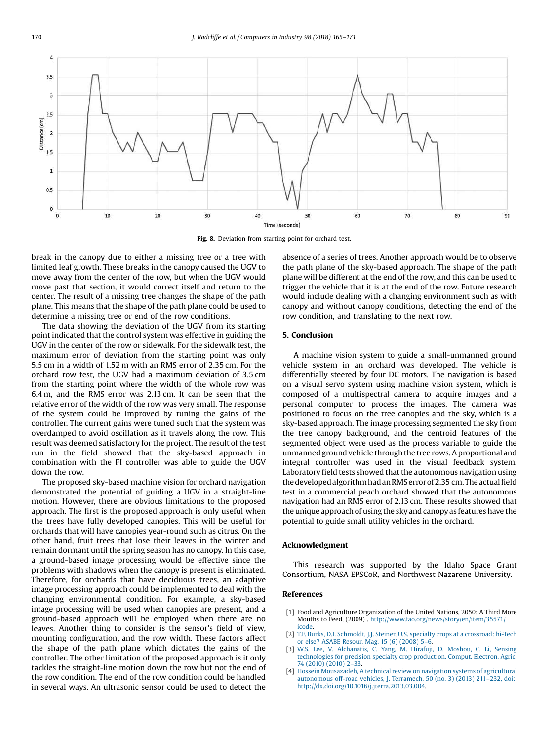4
3.5
3
2.5
2
1.5
1
0.5
0
0
10
20
30
40
50
60
70
80
90
Distance (cm)
Time (seconds)

**Fig. 8.** Deviation from starting point for orchard test.

break in the canopy due to either a missing tree or a tree with limited leaf growth. These breaks in the canopy caused the UGV to move away from the center of the row, but when the UGV would move past that section, it would correct itself and return to the center. The result of a missing tree changes the shape of the path plane. This means that the shape of the path plane could be used to determine a missing tree or end of the row conditions.

The data showing the deviation of the UGV from its starting point indicated that the control system was effective in guiding the UGV in the center of the row or sidewalk. For the sidewalk test, the maximum error of deviation from the starting point was only 5.5 cm in a width of 1.52 m with an RMS error of 2.35 cm. For the orchard row test, the UGV had a maximum deviation of 3.5 cm from the starting point where the width of the whole row was 6.4 m, and the RMS error was 2.13 cm. It can be seen that the relative error of the width of the row was very small. The response of the system could be improved by tuning the gains of the controller. The current gains were tuned such that the system was overdamped to avoid oscillation as it travels along the row. This result was deemed satisfactory for the project. The result of the test run in the field showed that the sky-based approach in combination with the PI controller was able to guide the UGV down the row.

The proposed sky-based machine vision for orchard navigation demonstrated the potential of guiding a UGV in a straight-line motion. However, there are obvious limitations to the proposed approach. The first is the proposed approach is only useful when the trees have fully developed canopies. This will be useful for orchards that will have canopies year-round such as citrus. On the other hand, fruit trees that lose their leaves in the winter and remain dormant until the spring season has no canopy. In this case, a ground-based image processing would be effective since the problems with shadows when the canopy is present is eliminated. Therefore, for orchards that have deciduous trees, an adaptive image processing approach could be implemented to deal with the changing environmental condition. For example, a sky-based image processing will be used when canopies are present, and a ground-based approach will be employed when there are no leaves. Another thing to consider is the sensor's field of view, mounting configuration, and the row width. These factors affect the shape of the path plane which dictates the gains of the controller. The other limitation of the proposed approach is it only tackles the straight-line motion down the row but not the end of the row condition. The end of the row condition could be handled in several ways. An ultrasonic sensor could be used to detect the absence of a series of trees. Another approach would be to observe the path plane of the sky-based approach. The shape of the path plane will be different at the end of the row, and this can be used to trigger the vehicle that it is at the end of the row. Future research would include dealing with a changing environment such as with canopy and without canopy conditions, detecting the end of the row condition, and translating to the next row.

## 5. Conclusion

A machine vision system to guide a small-unmanned ground vehicle system in an orchard was developed. The vehicle is differentially steered by four DC motors. The navigation is based on a visual servo system using machine vision system, which is composed of a multispectral camera to acquire images and a personal computer to process the images. The camera was positioned to focus on the tree canopies and the sky, which is a sky-based approach. The image processing segmented the sky from the tree canopy background, and the centroid features of the segmented object were used as the process variable to guide the unmanned ground vehicle through the tree rows. A proportional and integral controller was used in the visual feedback system. Laboratory field tests showed that the autonomous navigation using the developed algorithm had an RMS error of 2.35 cm. The actual field test in a commercial peach orchard showed that the autonomous navigation had an RMS error of 2.13 cm. These results showed that the unique approach of using the sky and canopy as features have the potential to guide small utility vehicles in the orchard.

## Acknowledgment

This research was supported by the Idaho Space Grant Consortium, NASA EPSCoR, and Northwest Nazarene University.

## References

[1] Food and Agriculture Organization of the United Nations, 2050: A Third More Mouths to Feed, (2009) . http://www.fao.org/news/story/en/item/35571/icode.

[2] T.F. Burks, D.I. Schmoldt, J.J. Steiner, U.S. specialty crops at a crossroad: hi-Tech or else? ASABE Resour. Mag. 15 (6) (2008) 5–6.

[3] W.S. Lee, V. Alchanatis, C. Yang, M. Hirafuji, D. Moshou, C. Li, Sensing technologies for precision specialty crop production, Comput. Electron. Agric. 74 (2010) (2010) 2–33.

[4] Hossein Mousazadeh, A technical review on navigation systems of agricultural autonomous off-road vehicles, J. Terramech. 50 (no. 3) (2013) 211–232, doi: http://dx.doi.org/10.1016/j.jterra.2013.03.004.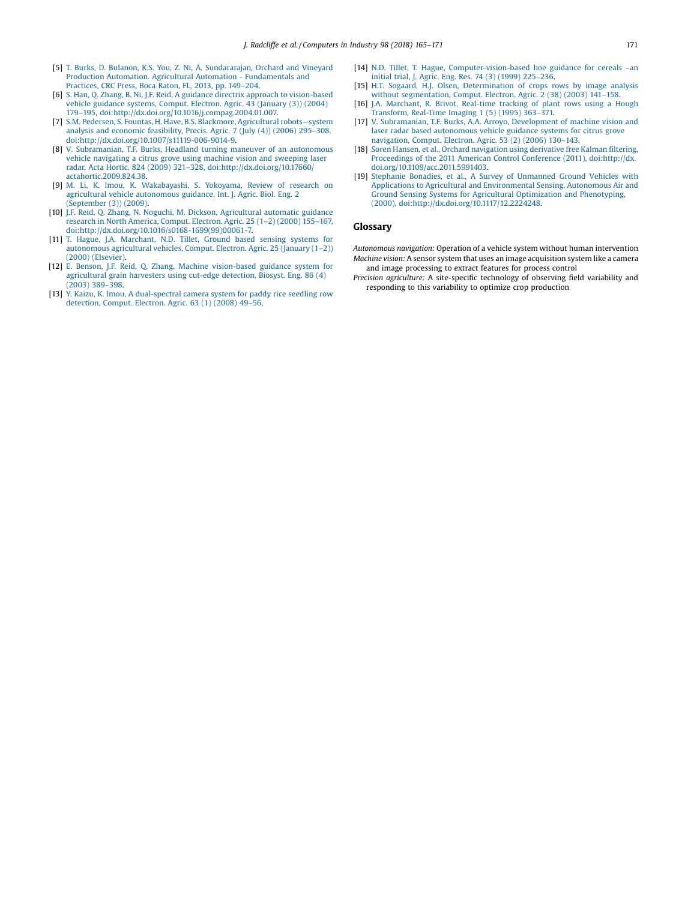[5] T. Burks, D. Bulanon, K.S. You, Z. Ni, A. Sundararajan, Orchard and Vineyard Production Automation. Agricultural Automation - Fundamentals and Practices, CRC Press, Boca Raton, FL, 2013, pp. 149–204.

[6] S. Han, Q. Zhang, B. Ni, J.F. Reid, A guidance directrix approach to vision-based vehicle guidance systems, Comput. Electron. Agric. 43 (January (3)) (2004) 179–195, doi:http://dx.doi.org/10.1016/j.compag.2004.01.007.

[7] S.M. Pedersen, S. Fountas, H. Have, B.S. Blackmore, Agricultural robots—system analysis and economic feasibility, Precis. Agric. 7 (July (4)) (2006) 295–308, doi:http://dx.doi.org/10.1007/s11119-006-9014-9.

[8] V. Subramanian, T.F. Burks, Headland turning maneuver of an autonomous vehicle navigating a citrus grove using machine vision and sweeping laser radar, Acta Hortic. 824 (2009) 321–328, doi:http://dx.doi.org/10.17660/actahortic.2009.824.38.

[9] M. Li, K. Imou, K. Wakabayashi, S. Yokoyama, Review of research on agricultural vehicle autonomous guidance, Int. J. Agric. Biol. Eng. 2 (September (3)) (2009).

[10] J.F. Reid, Q. Zhang, N. Noguchi, M. Dickson, Agricultural automatic guidance research in North America, Comput. Electron. Agric. 25 (1–2) (2000) 155–167, doi:http://dx.doi.org/10.1016/s0168-1699(99)00061-7.

[11] T. Hague, J.A. Marchant, N.D. Tillet, Ground based sensing systems for autonomous agricultural vehicles, Comput. Electron. Agric. 25 (January (1–2)) (2000) (Elsevier).

[12] E. Benson, J.F. Reid, Q. Zhang, Machine vision-based guidance system for agricultural grain harvesters using cut-edge detection, Biosyst. Eng. 86 (4) (2003) 389–398.

[13] Y. Kaizu, K. Imou, A dual-spectral camera system for paddy rice seedling row detection, Comput. Electron. Agric. 63 (1) (2008) 49–56.

[14] N.D. Tillet, T. Hague, Computer-vision-based hoe guidance for cereals –an initial trial, J. Agric. Eng. Res. 74 (3) (1999) 225–236.

[15] H.T. Sogaard, H.J. Olsen, Determination of crops rows by image analysis without segmentation, Comput. Electron. Agric. 2 (38) (2003) 141–158.

[16] J.A. Marchant, R. Brivot, Real-time tracking of plant rows using a Hough Transform, Real-Time Imaging 1 (5) (1995) 363–371.

[17] V. Subramanian, T.F. Burks, A.A. Arroyo, Development of machine vision and laser radar based autonomous vehicle guidance systems for citrus grove navigation, Comput. Electron. Agric. 53 (2) (2006) 130–143.

[18] Soren Hansen, et al., Orchard navigation using derivative free Kalman filtering, Proceedings of the 2011 American Control Conference (2011), doi:http://dx.doi.org/10.1109/acc.2011.5991403.

[19] Stephanie Bonadies, et al., A Survey of Unmanned Ground Vehicles with Applications to Agricultural and Environmental Sensing. Autonomous Air and Ground Sensing Systems for Agricultural Optimization and Phenotyping, (2000), doi:http://dx.doi.org/10.1117/12.2224248.

## Glossary

*Autonomous navigation:* Operation of a vehicle system without human intervention

*Machine vision:* A sensor system that uses an image acquisition system like a camera and image processing to extract features for process control

*Precision agriculture:* A site-specific technology of observing field variability and responding to this variability to optimize crop production